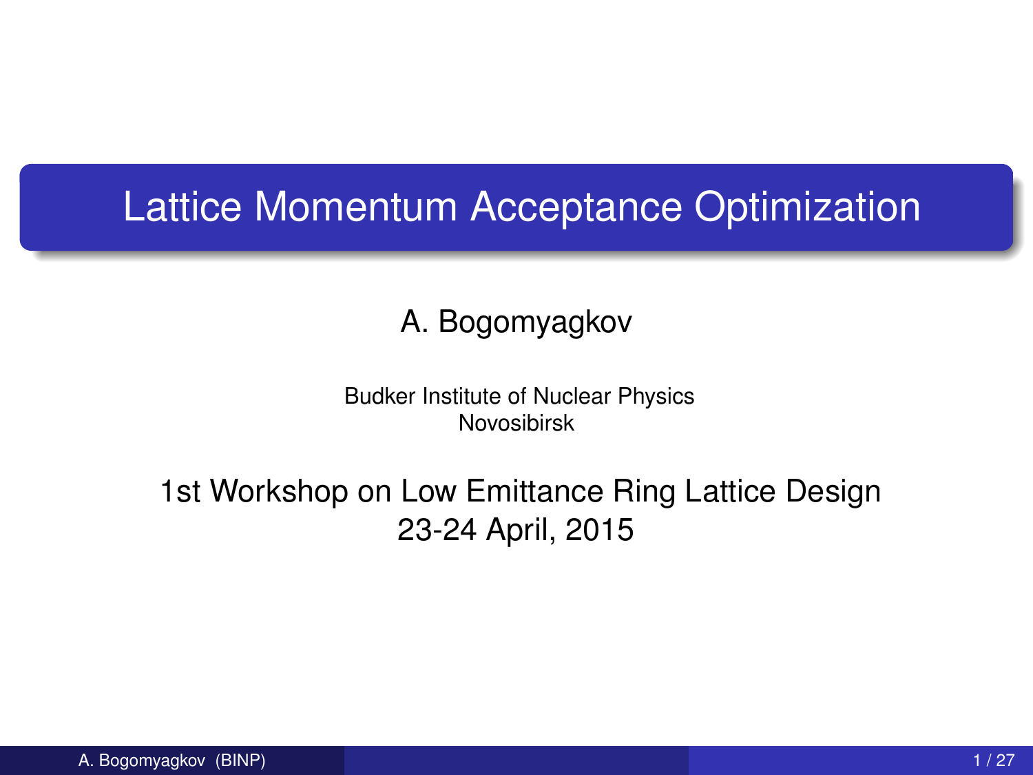# Lattice Momentum Acceptance Optimization

A. Bogomyagkov

Budker Institute of Nuclear Physics
Novosibirsk

1st Workshop on Low Emittance Ring Lattice Design
23-24 April, 2015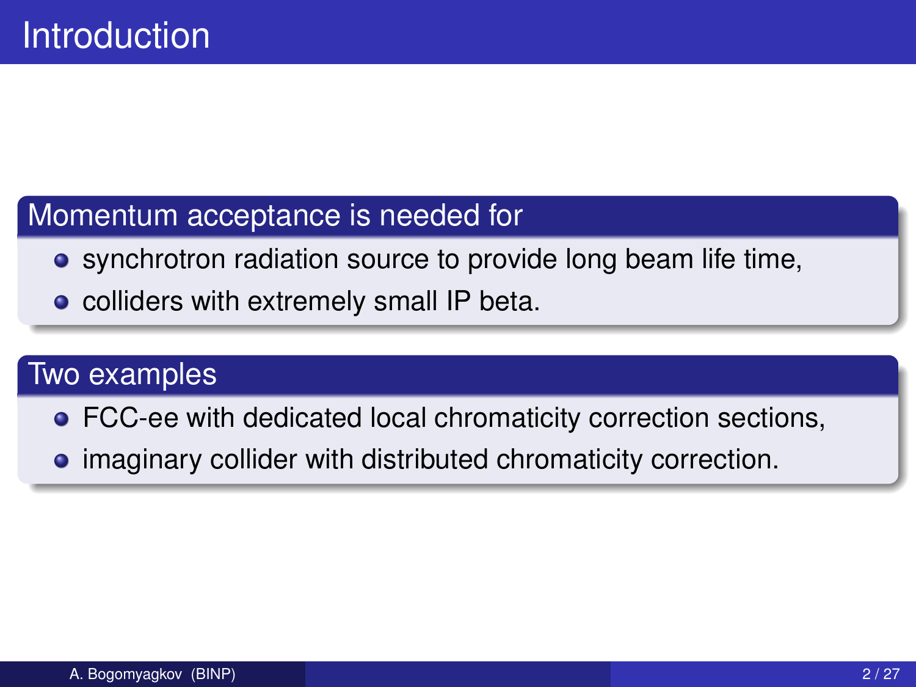# Introduction

## Momentum acceptance is needed for

- synchrotron radiation source to provide long beam life time,
- colliders with extremely small IP beta.

## Two examples

- FCC-ee with dedicated local chromaticity correction sections,
- imaginary collider with distributed chromaticity correction.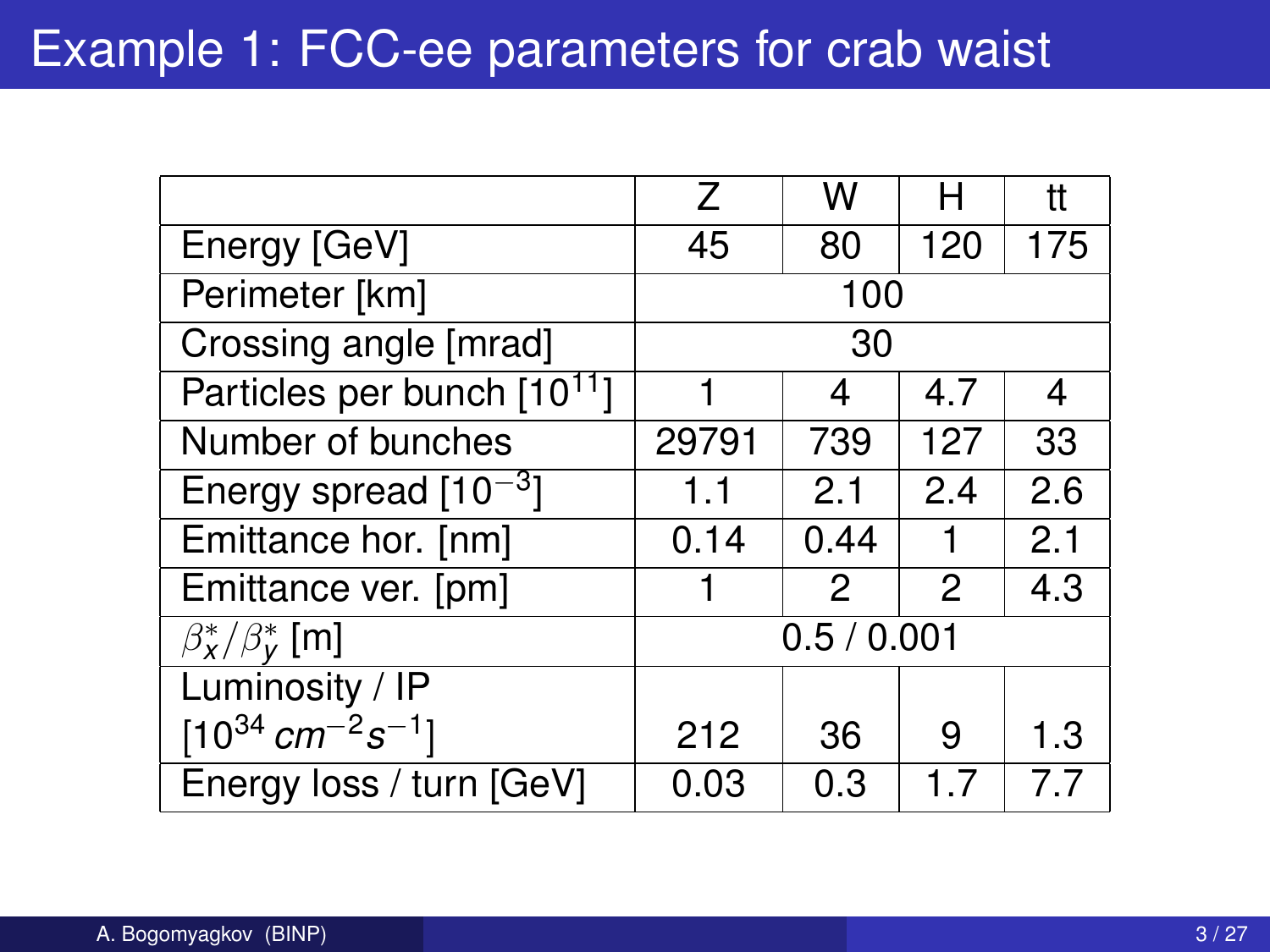# Example 1: FCC-ee parameters for crab waist

| | Z | W | H | tt |
|---|---|---|---|---|
| Energy [GeV] | 45 | 80 | 120 | 175 |
| Perimeter [km] | 100 | | | |
| Crossing angle [mrad] | 30 | | | |
| Particles per bunch [$10^{11}$] | 1 | 4 | 4.7 | 4 |
| Number of bunches | 29791 | 739 | 127 | 33 |
| Energy spread [$10^{-3}$] | 1.1 | 2.1 | 2.4 | 2.6 |
| Emittance hor. [nm] | 0.14 | 0.44 | 1 | 2.1 |
| Emittance ver. [pm] | 1 | 2 | 2 | 4.3 |
| $\beta_x^*/\beta_y^*$ [m] | 0.5 / 0.001 | | | |
| Luminosity / IP [$10^{34}\,cm^{-2}s^{-1}$] | 212 | 36 | 9 | 1.3 |
| Energy loss / turn [GeV] | 0.03 | 0.3 | 1.7 | 7.7 |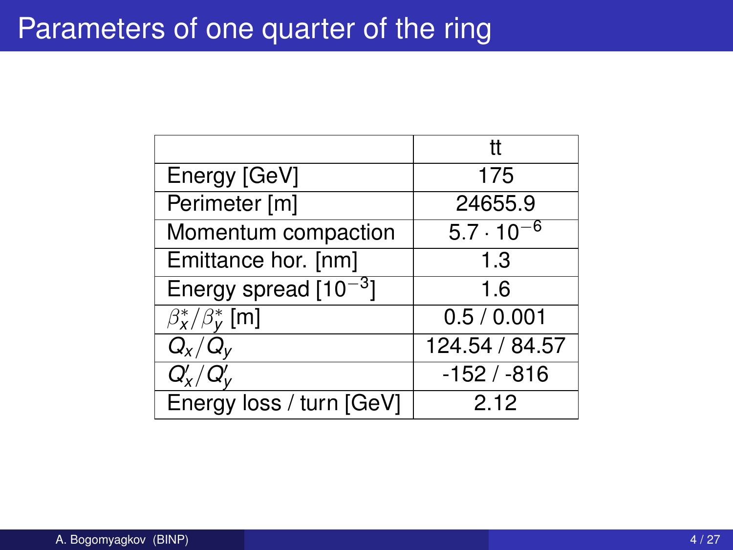# Parameters of one quarter of the ring

| | tt |
|---|---|
| Energy [GeV] | 175 |
| Perimeter [m] | 24655.9 |
| Momentum compaction | $5.7 \cdot 10^{-6}$ |
| Emittance hor. [nm] | 1.3 |
| Energy spread [$10^{-3}$] | 1.6 |
| $\beta_x^*/\beta_y^*$ [m] | 0.5 / 0.001 |
| $Q_x/Q_y$ | 124.54 / 84.57 |
| $Q'_x/Q'_y$ | -152 / -816 |
| Energy loss / turn [GeV] | 2.12 |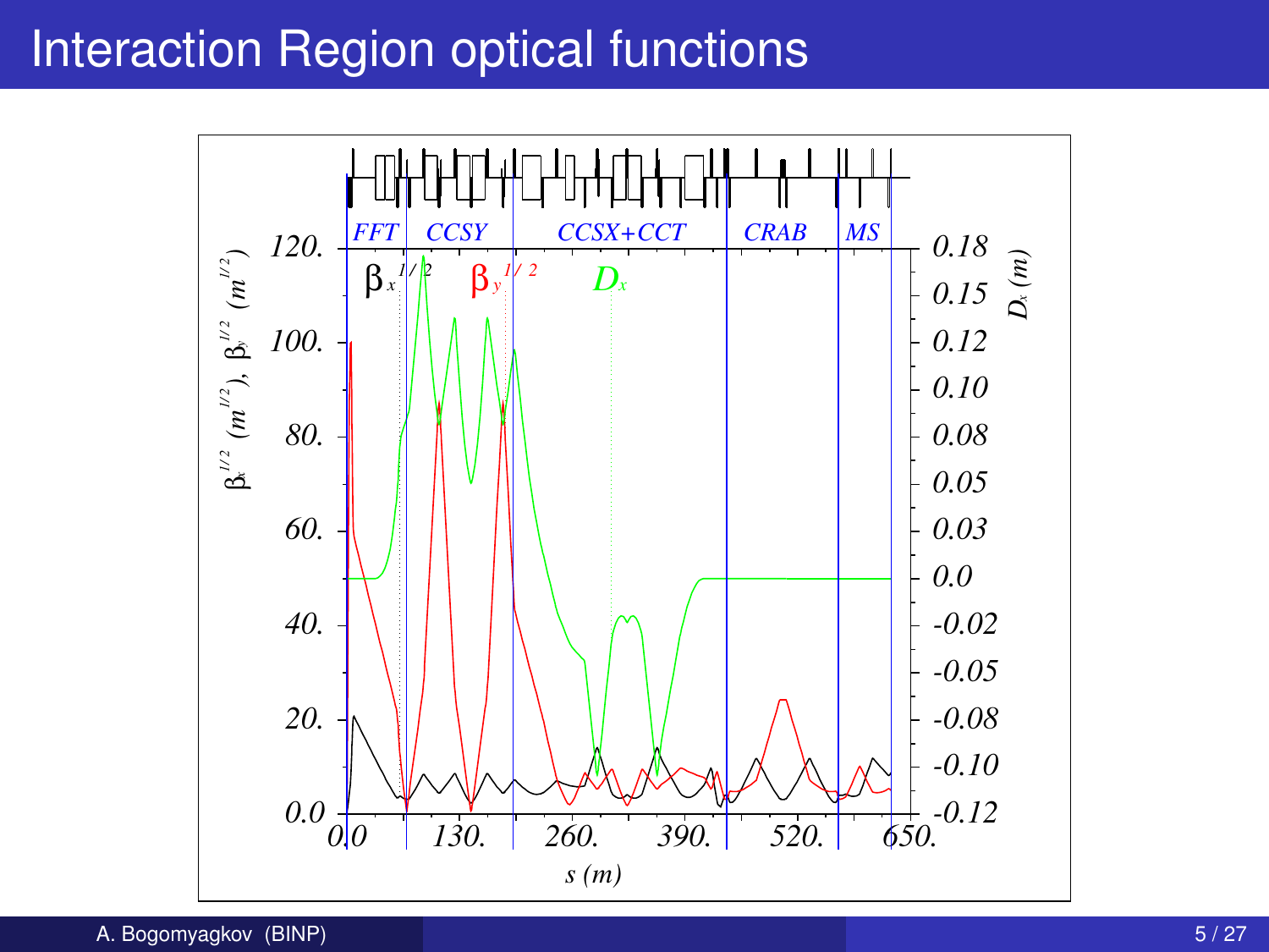# Interaction Region optical functions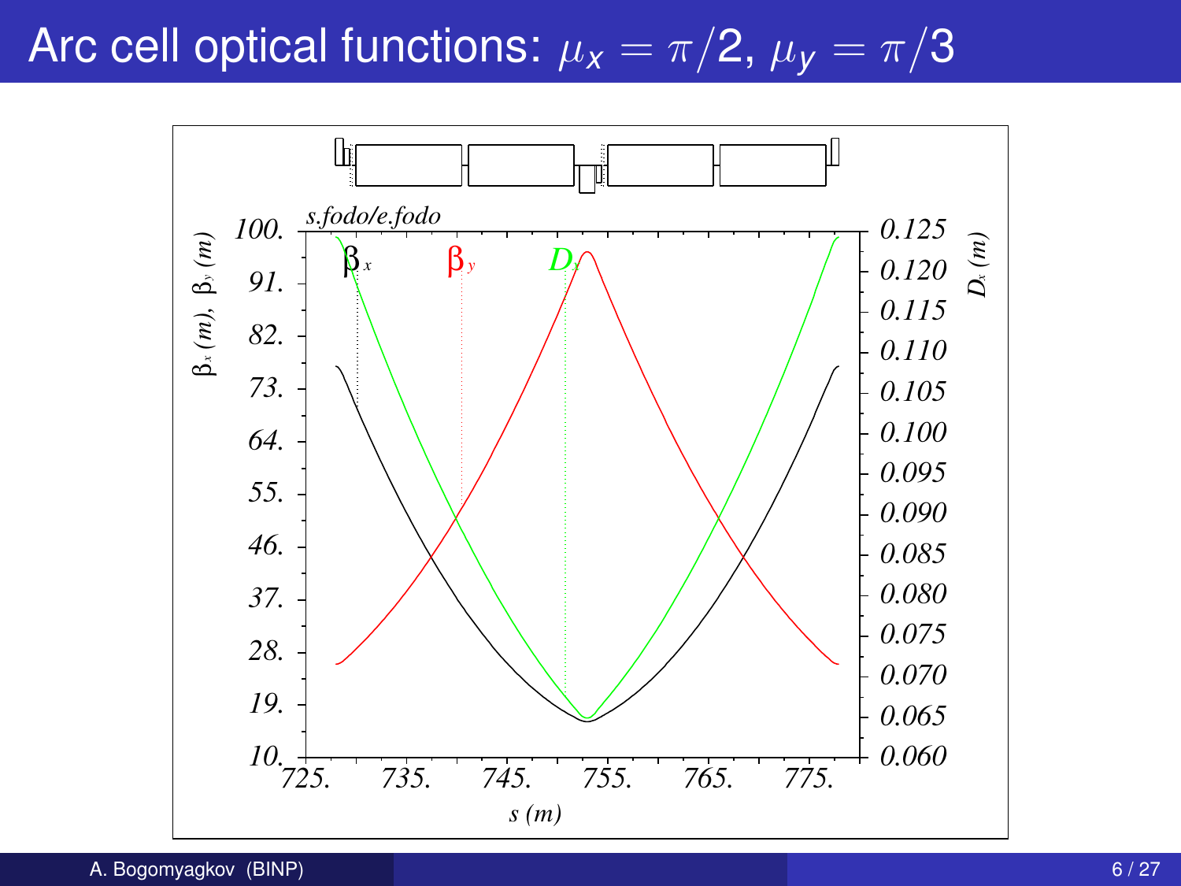# Arc cell optical functions: $\mu_x = \pi/2$, $\mu_y = \pi/3$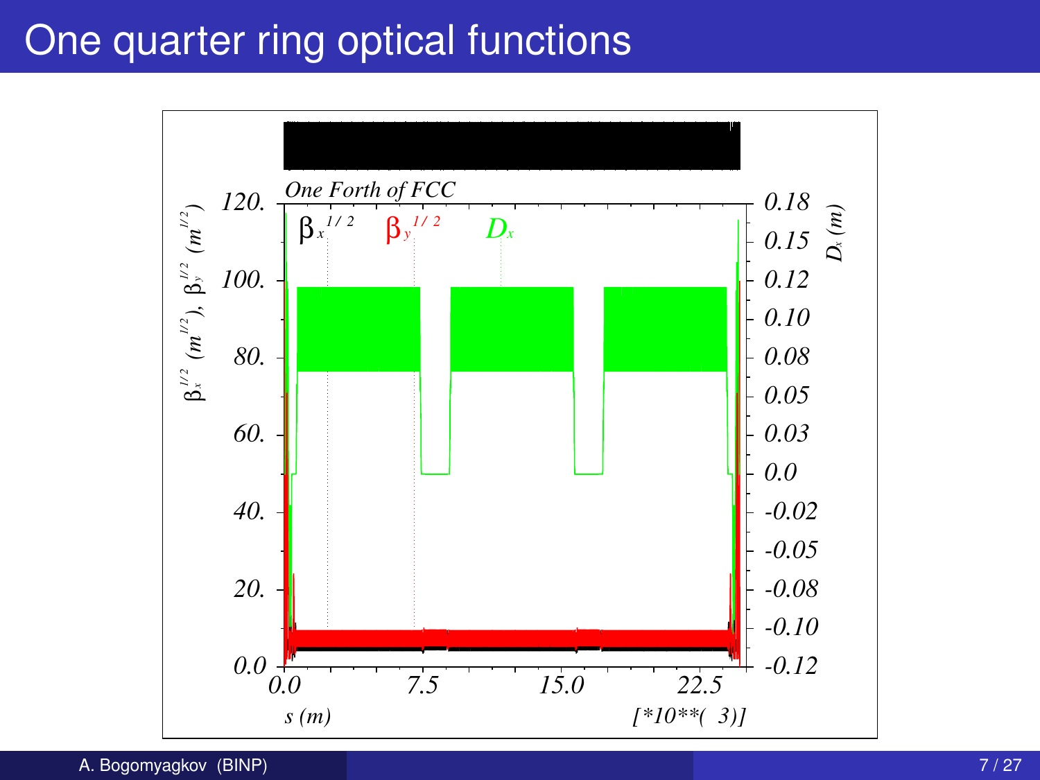# One quarter ring optical functions

One Forth of FCC

$\beta_x^{1/2}$ $\beta_y^{1/2}$ $D_x$

$\beta_x^{1/2}$ $(m^{1/2})$, $\beta_y^{1/2}$ $(m^{1/2})$

$D_x$ (m)

120. 100. 80. 60. 40. 20. 0.0

0.18 0.15 0.12 0.10 0.08 0.05 0.03 0.0 -0.02 -0.05 -0.08 -0.10 -0.12

0.0 7.5 15.0 22.5

s (m) [*10**( 3)]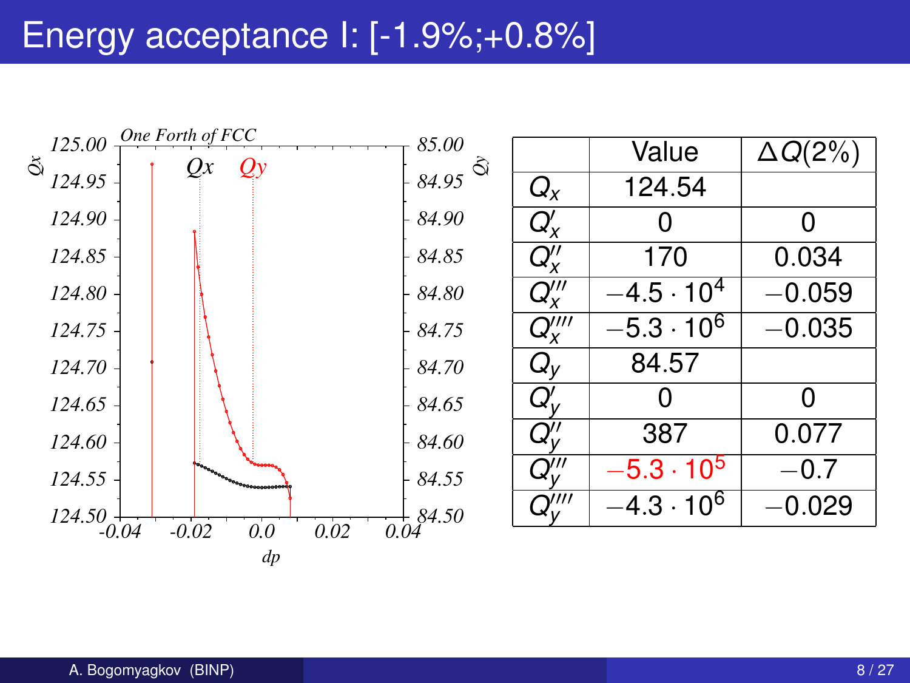# Energy acceptance I: [-1.9%;+0.8%]

|  | Value | $\Delta Q(2\%)$ |
|---|---|---|
| $Q_x$ | 124.54 |  |
| $Q'_x$ | 0 | 0 |
| $Q''_x$ | 170 | 0.034 |
| $Q'''_x$ | $-4.5 \cdot 10^4$ | $-0.059$ |
| $Q''''_x$ | $-5.3 \cdot 10^6$ | $-0.035$ |
| $Q_y$ | 84.57 |  |
| $Q'_y$ | 0 | 0 |
| $Q''_y$ | 387 | 0.077 |
| $Q'''_y$ | $-5.3 \cdot 10^5$ | $-0.7$ |
| $Q''''_y$ | $-4.3 \cdot 10^6$ | $-0.029$ |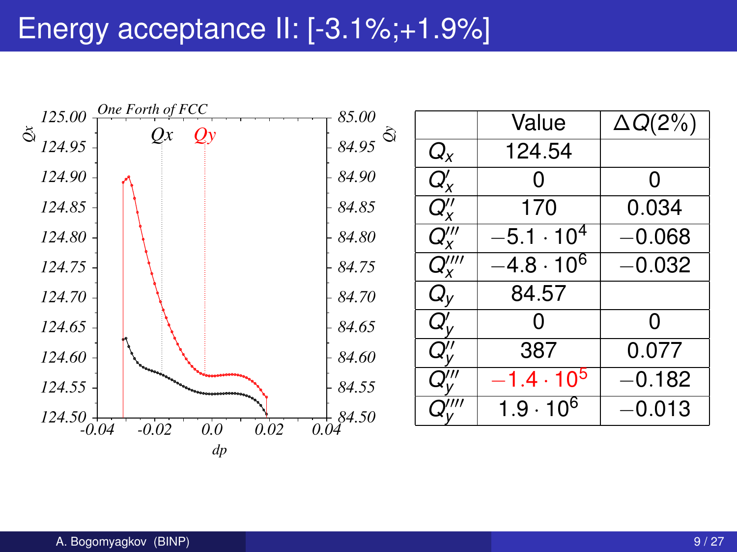# Energy acceptance II: [-3.1%;+1.9%]

|  | Value | $\Delta Q(2\%)$ |
|---|---|---|
| $Q_x$ | 124.54 |  |
| $Q'_x$ | 0 | 0 |
| $Q''_x$ | 170 | 0.034 |
| $Q'''_x$ | $-5.1 \cdot 10^4$ | $-0.068$ |
| $Q''''_x$ | $-4.8 \cdot 10^6$ | $-0.032$ |
| $Q_y$ | 84.57 |  |
| $Q'_y$ | 0 | 0 |
| $Q''_y$ | 387 | 0.077 |
| $Q'''_y$ | $-1.4 \cdot 10^5$ | $-0.182$ |
| $Q''''_y$ | $1.9 \cdot 10^6$ | $-0.013$ |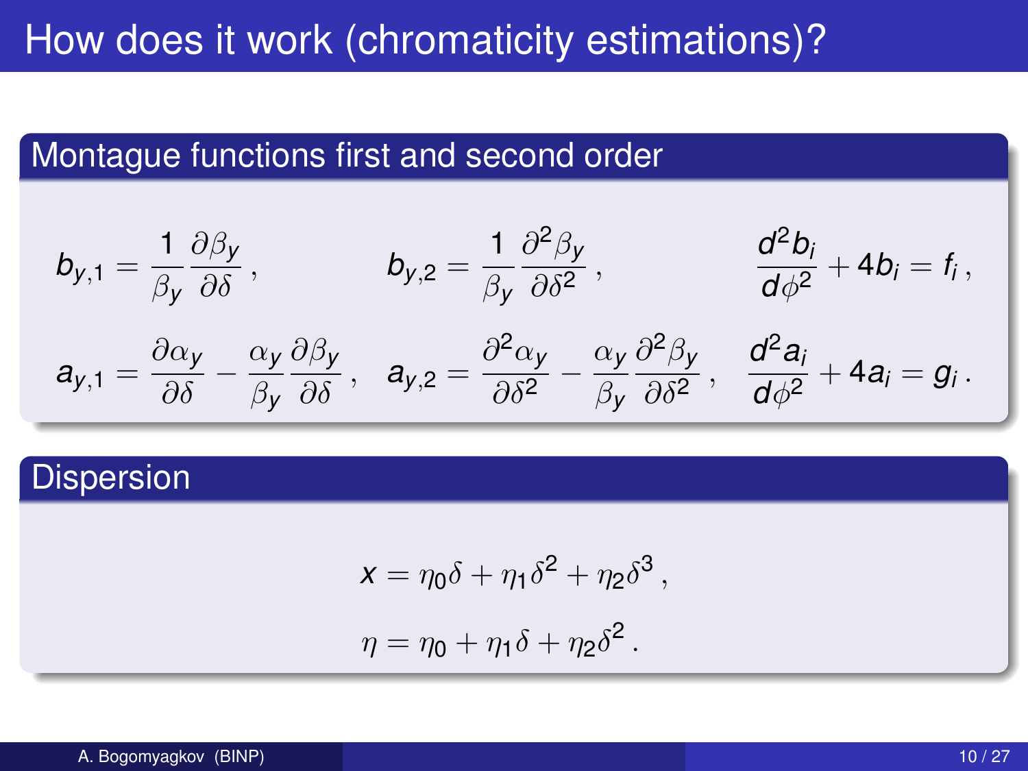# How does it work (chromaticity estimations)?

## Montague functions first and second order

$$
b_{y,1} = \frac{1}{\beta_y}\frac{\partial \beta_y}{\partial \delta}\,, \qquad b_{y,2} = \frac{1}{\beta_y}\frac{\partial^2 \beta_y}{\partial \delta^2}\,, \qquad \frac{d^2 b_i}{d\phi^2} + 4b_i = f_i\,,
$$

$$
a_{y,1} = \frac{\partial \alpha_y}{\partial \delta} - \frac{\alpha_y}{\beta_y}\frac{\partial \beta_y}{\partial \delta}\,, \quad a_{y,2} = \frac{\partial^2 \alpha_y}{\partial \delta^2} - \frac{\alpha_y}{\beta_y}\frac{\partial^2 \beta_y}{\partial \delta^2}\,, \quad \frac{d^2 a_i}{d\phi^2} + 4a_i = g_i\,.
$$

## Dispersion

$$
x = \eta_0 \delta + \eta_1 \delta^2 + \eta_2 \delta^3\,,
$$

$$
\eta = \eta_0 + \eta_1 \delta + \eta_2 \delta^2\,.
$$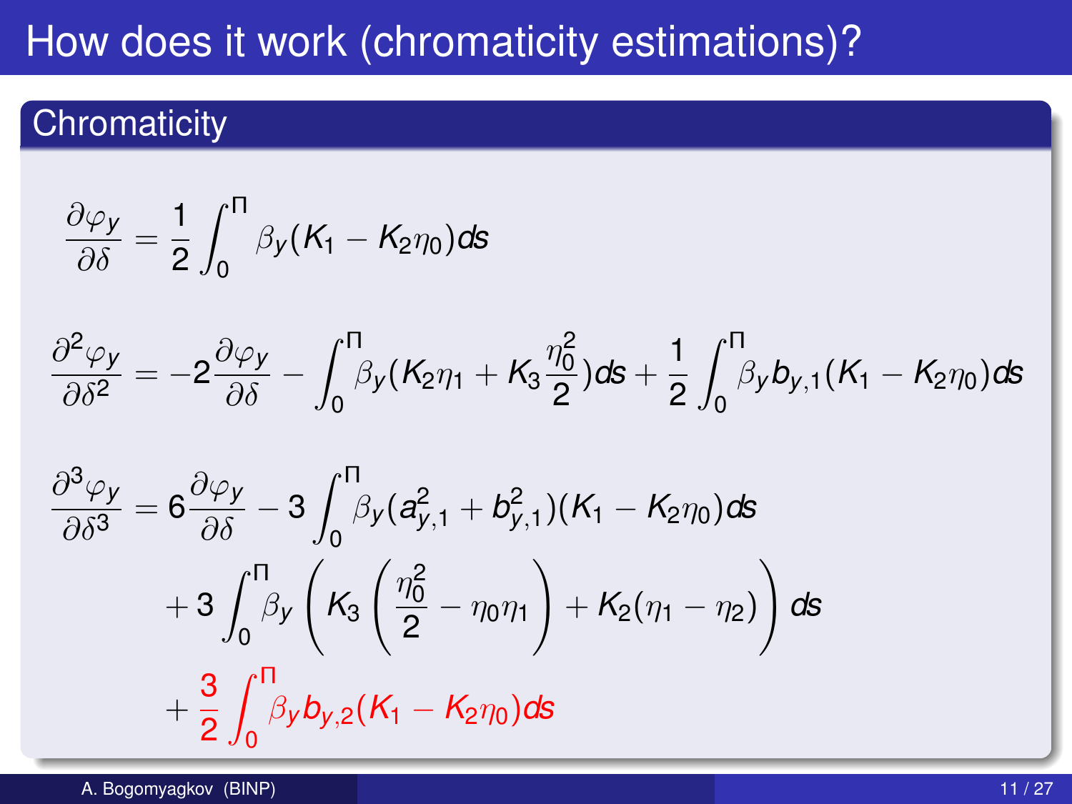# How does it work (chromaticity estimations)?

## Chromaticity

$$\frac{\partial \varphi_y}{\partial \delta} = \frac{1}{2}\int_0^{\Pi} \beta_y (K_1 - K_2\eta_0) ds$$

$$\frac{\partial^2 \varphi_y}{\partial \delta^2} = -2\frac{\partial \varphi_y}{\partial \delta} - \int_0^{\Pi} \beta_y (K_2\eta_1 + K_3\frac{\eta_0^2}{2}) ds + \frac{1}{2}\int_0^{\Pi} \beta_y b_{y,1} (K_1 - K_2\eta_0) ds$$

$$\begin{aligned}
\frac{\partial^3 \varphi_y}{\partial \delta^3} = {} & 6\frac{\partial \varphi_y}{\partial \delta} - 3\int_0^{\Pi} \beta_y (a_{y,1}^2 + b_{y,1}^2)(K_1 - K_2\eta_0) ds \\
& + 3\int_0^{\Pi} \beta_y \left( K_3 \left( \frac{\eta_0^2}{2} - \eta_0\eta_1 \right) + K_2(\eta_1 - \eta_2) \right) ds \\
& + \frac{3}{2}\int_0^{\Pi} \beta_y b_{y,2} (K_1 - K_2\eta_0) ds
\end{aligned}$$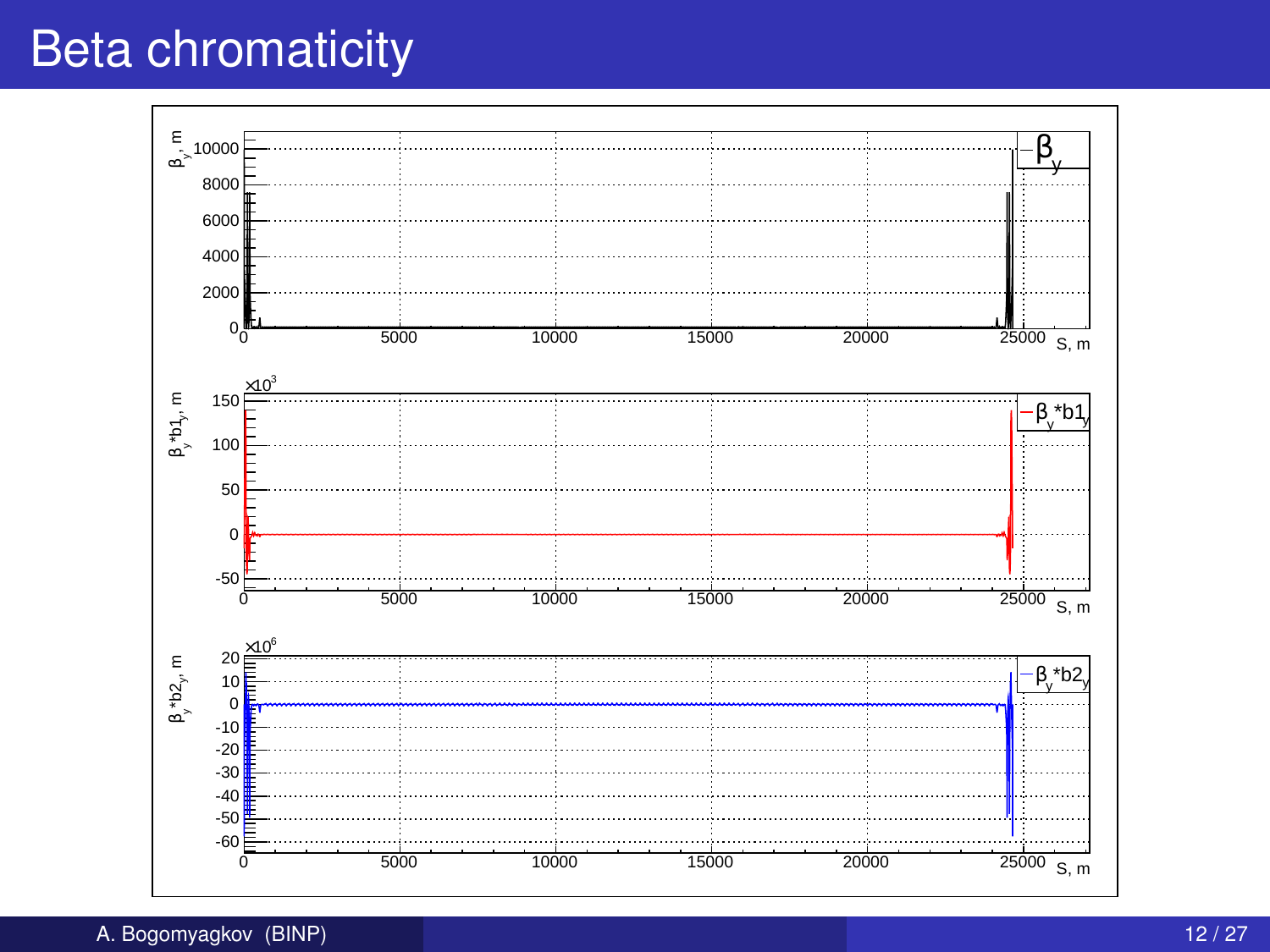# Beta chromaticity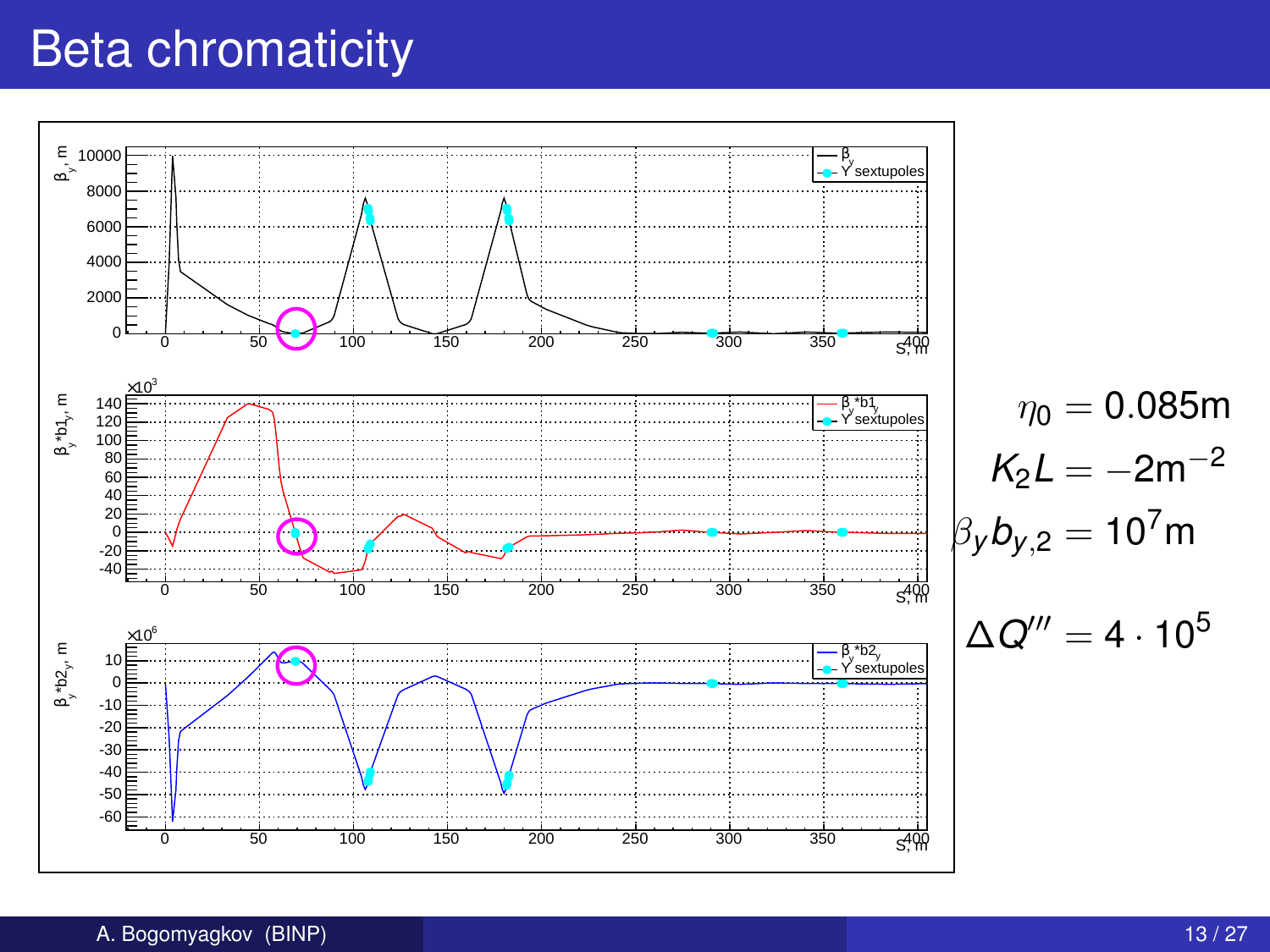# Beta chromaticity

$$\eta_0 = 0.085\text{m}$$

$$K_2 L = -2\text{m}^{-2}$$

$$\beta_y b_{y,2} = 10^7\text{m}$$

$$\Delta Q''' = 4 \cdot 10^5$$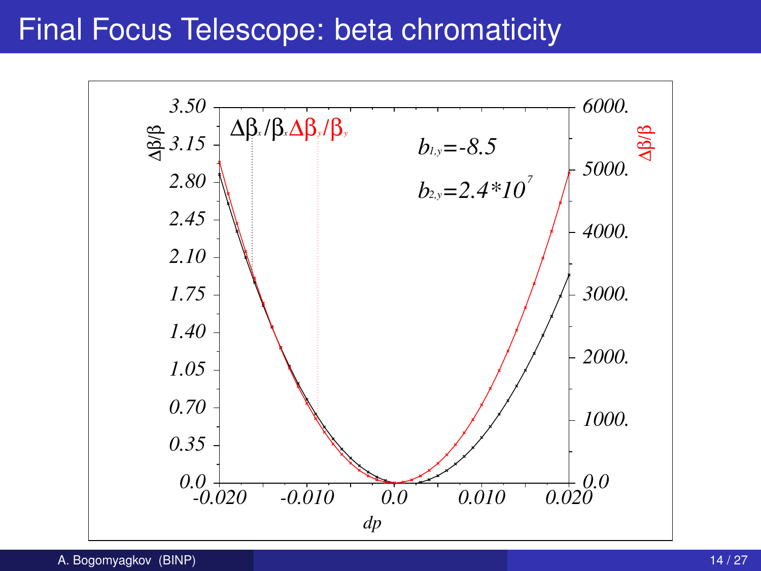# Final Focus Telescope: beta chromaticity

$\Delta\beta_x/\beta_x$ $\Delta\beta_y/\beta_y$

$b_{1,y}=-8.5$

$b_{2,y}=2.4*10^7$

Left axis: $\Delta\beta/\beta$ (0.0 – 3.50)

Right axis: $\Delta\beta/\beta$ (0.0 – 6000.)

Horizontal axis: $dp$ (-0.020 – 0.020)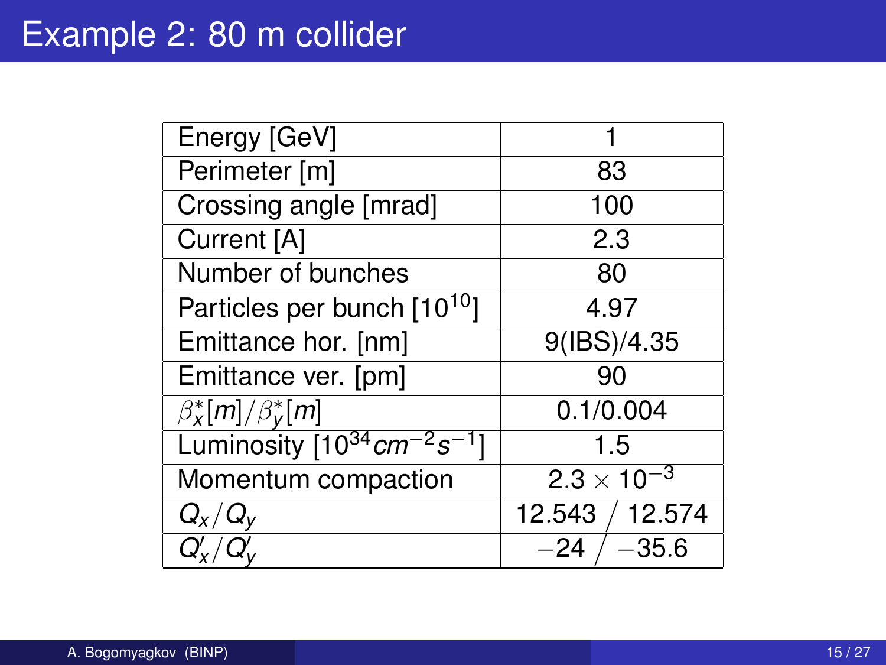# Example 2: 80 m collider

| | |
|---|---|
| Energy [GeV] | 1 |
| Perimeter [m] | 83 |
| Crossing angle [mrad] | 100 |
| Current [A] | 2.3 |
| Number of bunches | 80 |
| Particles per bunch [$10^{10}$] | 4.97 |
| Emittance hor. [nm] | 9(IBS)/4.35 |
| Emittance ver. [pm] | 90 |
| $\beta_x^*[m]/\beta_y^*[m]$ | 0.1/0.004 |
| Luminosity [$10^{34} cm^{-2} s^{-1}$] | 1.5 |
| Momentum compaction | $2.3 \times 10^{-3}$ |
| $Q_x/Q_y$ | 12.543 / 12.574 |
| $Q'_x/Q'_y$ | $-24$ / $-35.6$ |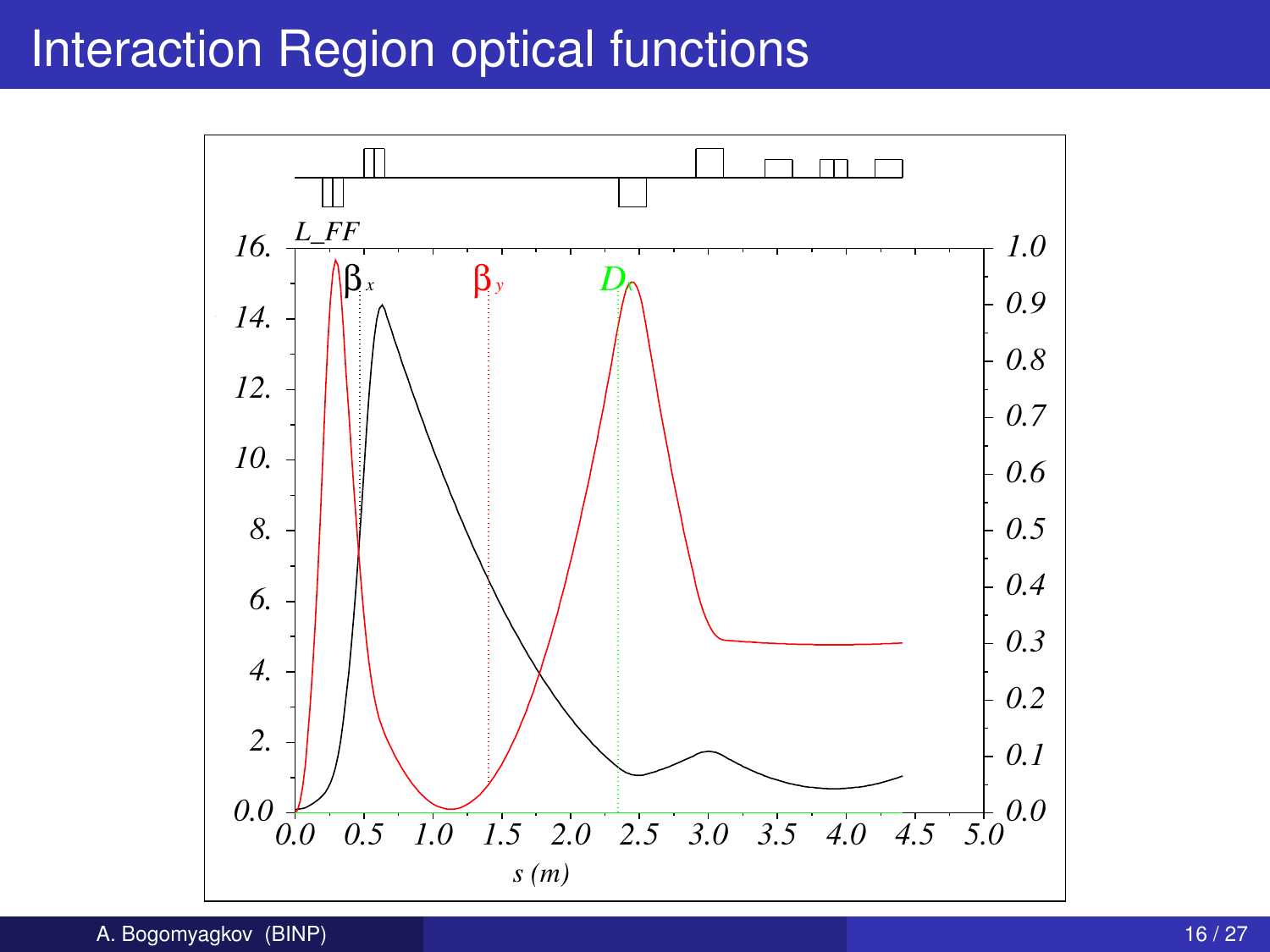# Interaction Region optical functions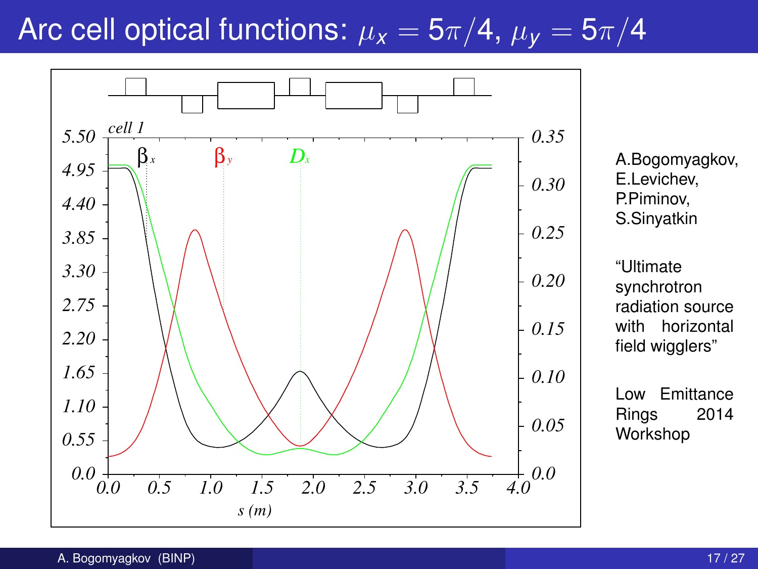# Arc cell optical functions: $\mu_x = 5\pi/4$, $\mu_y = 5\pi/4$

A.Bogomyagkov, E.Levichev, P.Piminov, S.Sinyatkin

"Ultimate synchrotron radiation source with horizontal field wigglers"

Low Emittance Rings 2014 Workshop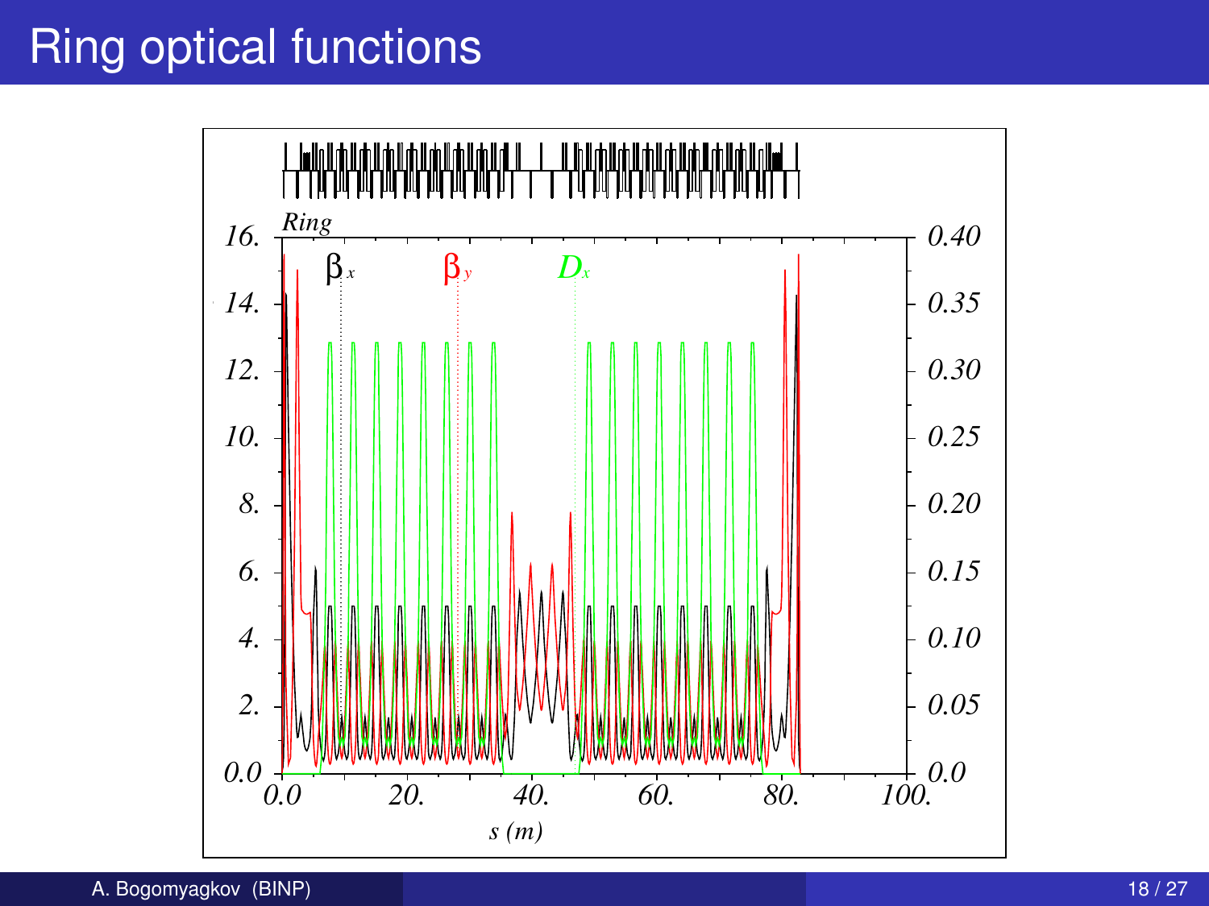# Ring optical functions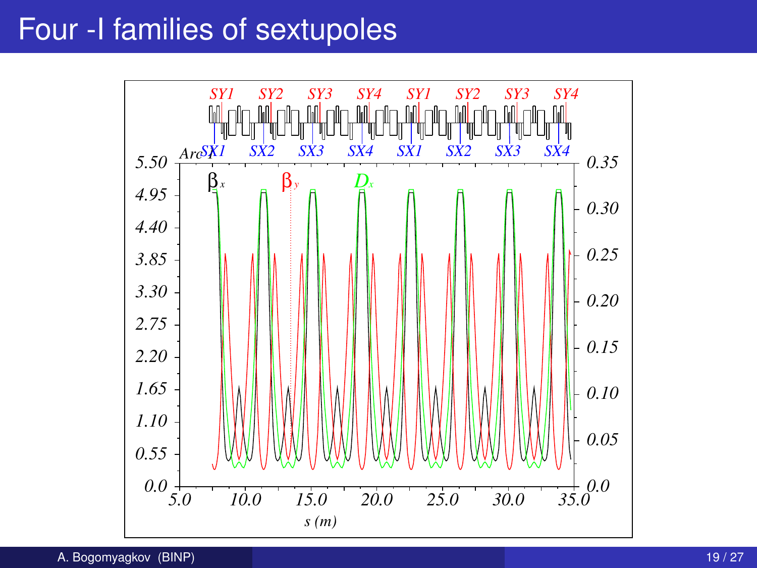# Four -I families of sextupoles

Arc1

SY1 SY2 SY3 SY4 SY1 SY2 SY3 SY4

SX1 SX2 SX3 SX4 SX1 SX2 SX3 SX4

$\beta_x$ $\beta_y$ $D_x$

s (m)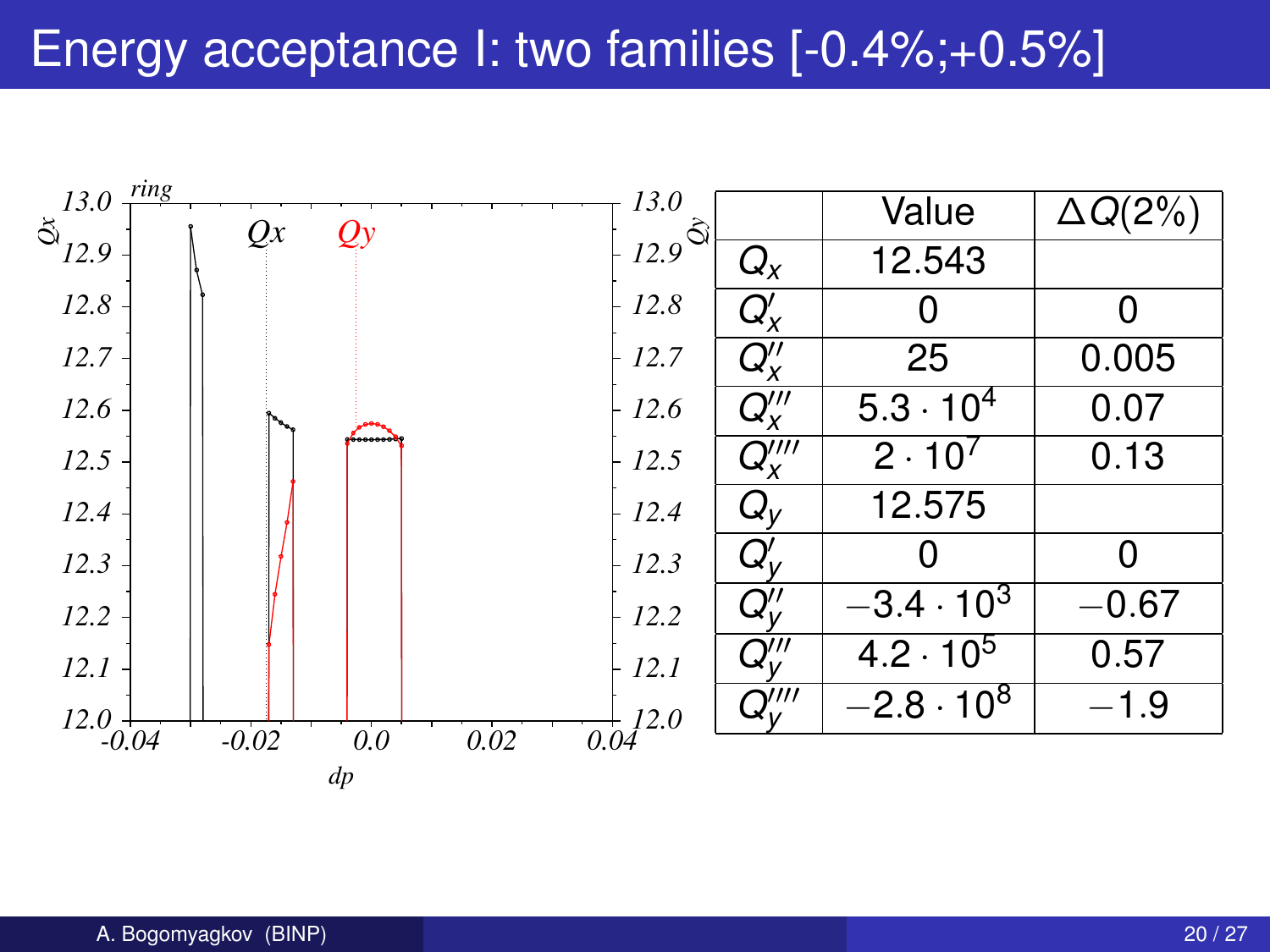# Energy acceptance I: two families [-0.4%;+0.5%]

| | Value | $\Delta Q(2\%)$ |
|---|---|---|
| $Q_x$ | 12.543 | |
| $Q'_x$ | 0 | 0 |
| $Q''_x$ | 25 | 0.005 |
| $Q'''_x$ | $5.3 \cdot 10^4$ | 0.07 |
| $Q''''_x$ | $2 \cdot 10^7$ | 0.13 |
| $Q_y$ | 12.575 | |
| $Q'_y$ | 0 | 0 |
| $Q''_y$ | $-3.4 \cdot 10^3$ | $-0.67$ |
| $Q'''_y$ | $4.2 \cdot 10^5$ | 0.57 |
| $Q''''_y$ | $-2.8 \cdot 10^8$ | $-1.9$ |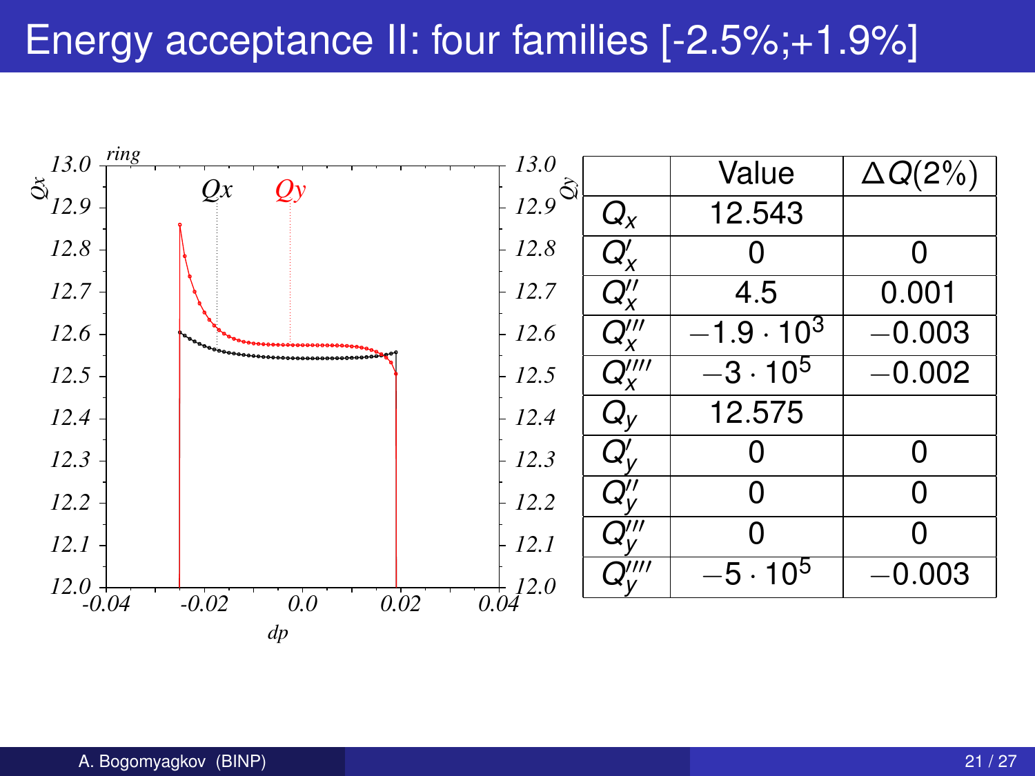# Energy acceptance II: four families [-2.5%;+1.9%]

|  | Value | $\Delta Q(2\%)$ |
|---|---|---|
| $Q_x$ | 12.543 |  |
| $Q'_x$ | 0 | 0 |
| $Q''_x$ | 4.5 | 0.001 |
| $Q'''_x$ | $-1.9 \cdot 10^3$ | $-0.003$ |
| $Q''''_x$ | $-3 \cdot 10^5$ | $-0.002$ |
| $Q_y$ | 12.575 |  |
| $Q'_y$ | 0 | 0 |
| $Q''_y$ | 0 | 0 |
| $Q'''_y$ | 0 | 0 |
| $Q''''_y$ | $-5 \cdot 10^5$ | $-0.003$ |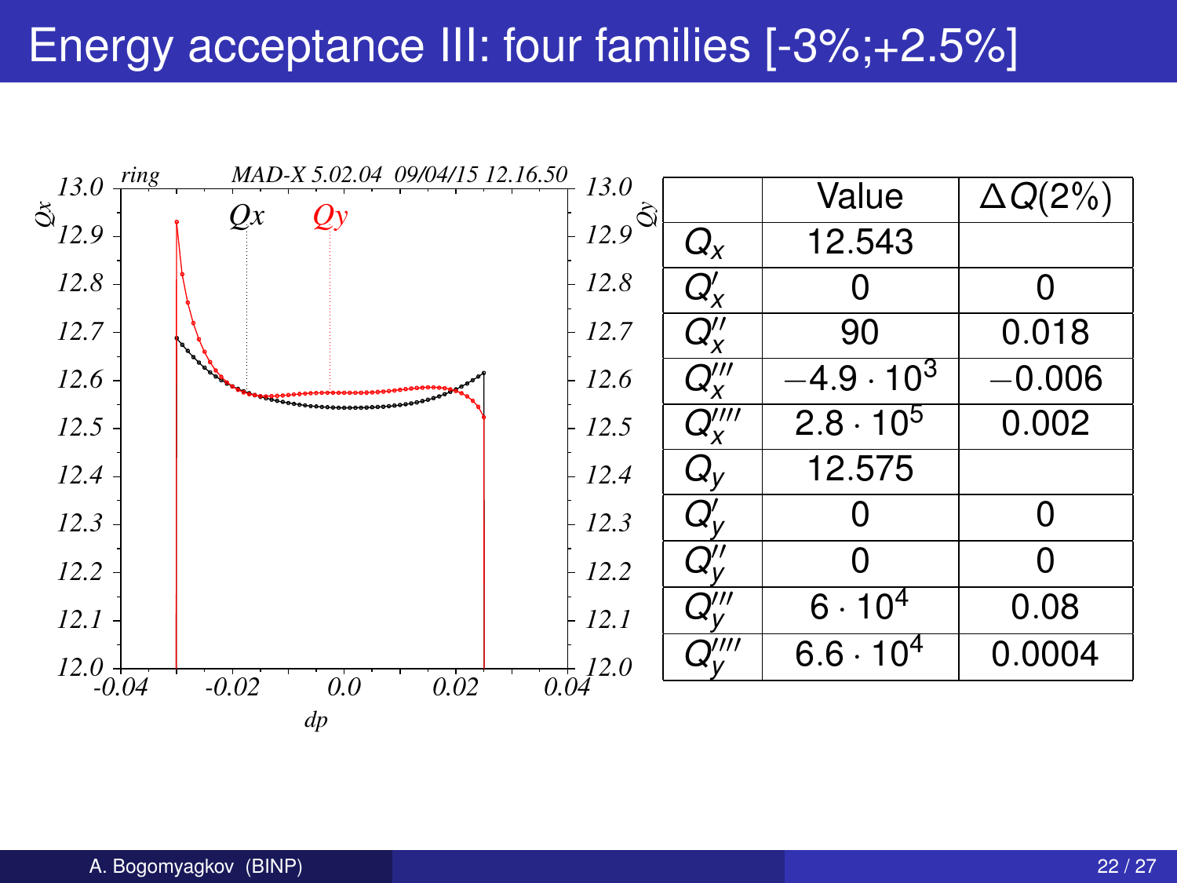# Energy acceptance III: four families [-3%;+2.5%]

| | Value | $\Delta Q(2\%)$ |
|---|---|---|
| $Q_x$ | 12.543 | |
| $Q_x'$ | 0 | 0 |
| $Q_x''$ | 90 | 0.018 |
| $Q_x'''$ | $-4.9 \cdot 10^3$ | $-0.006$ |
| $Q_x''''$ | $2.8 \cdot 10^5$ | 0.002 |
| $Q_y$ | 12.575 | |
| $Q_y'$ | 0 | 0 |
| $Q_y''$ | 0 | 0 |
| $Q_y'''$ | $6 \cdot 10^4$ | 0.08 |
| $Q_y''''$ | $6.6 \cdot 10^4$ | 0.0004 |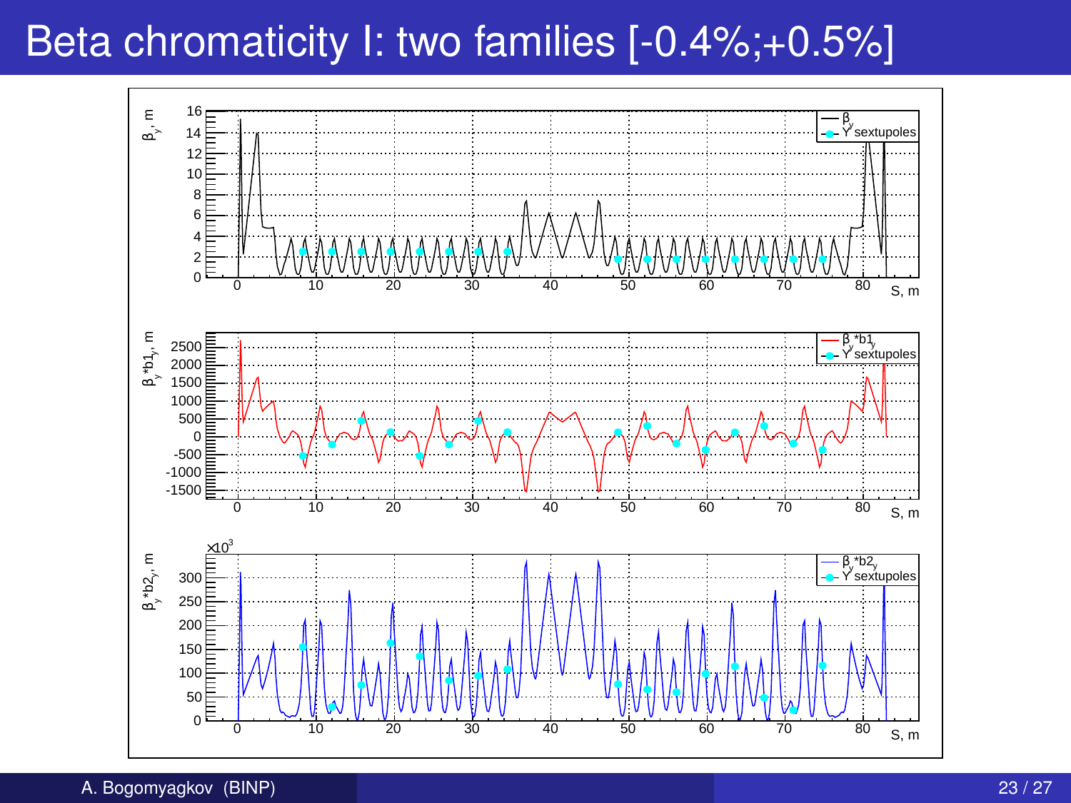# Beta chromaticity I: two families [-0.4%;+0.5%]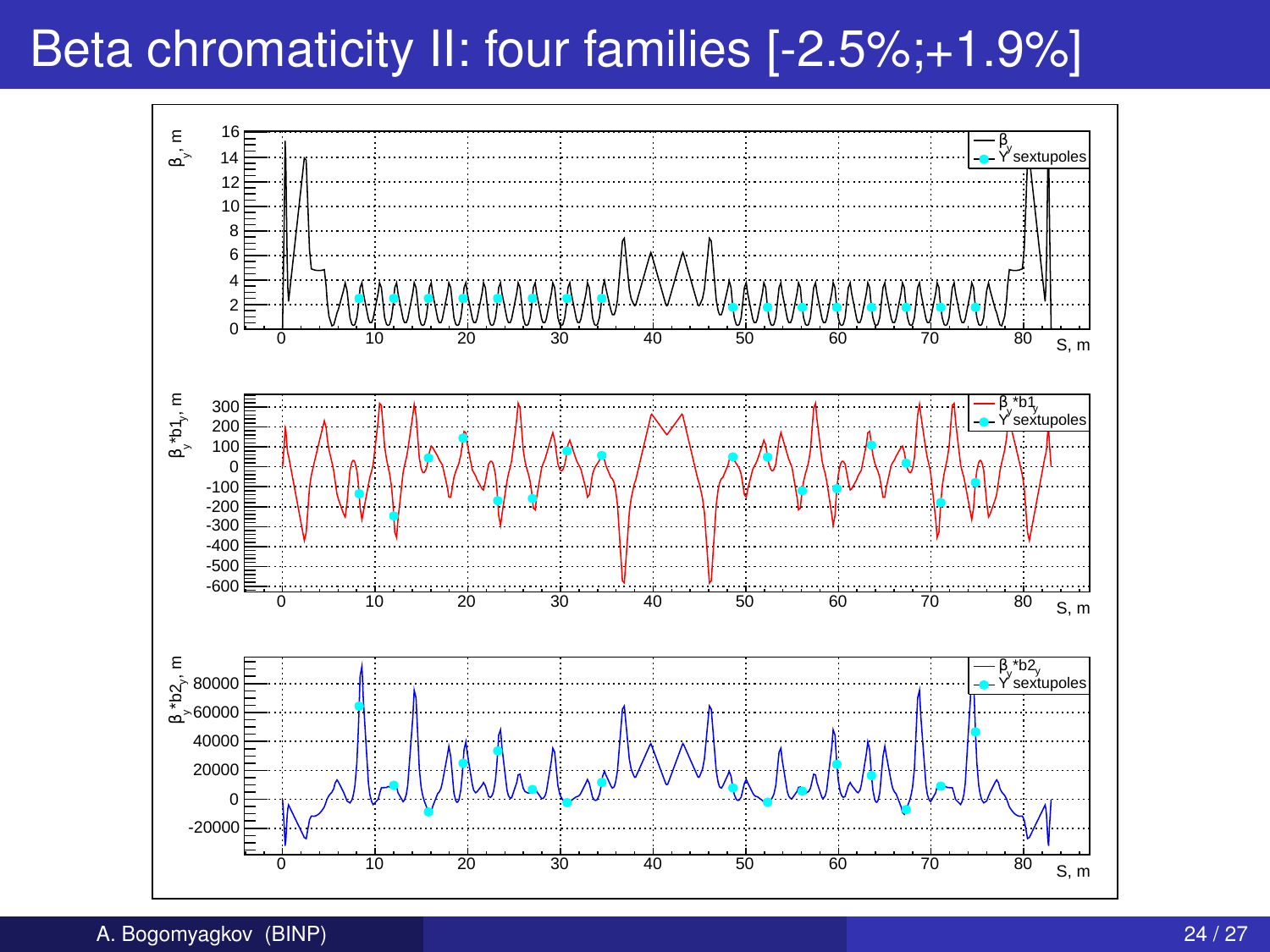# Beta chromaticity II: four families [-2.5%;+1.9%]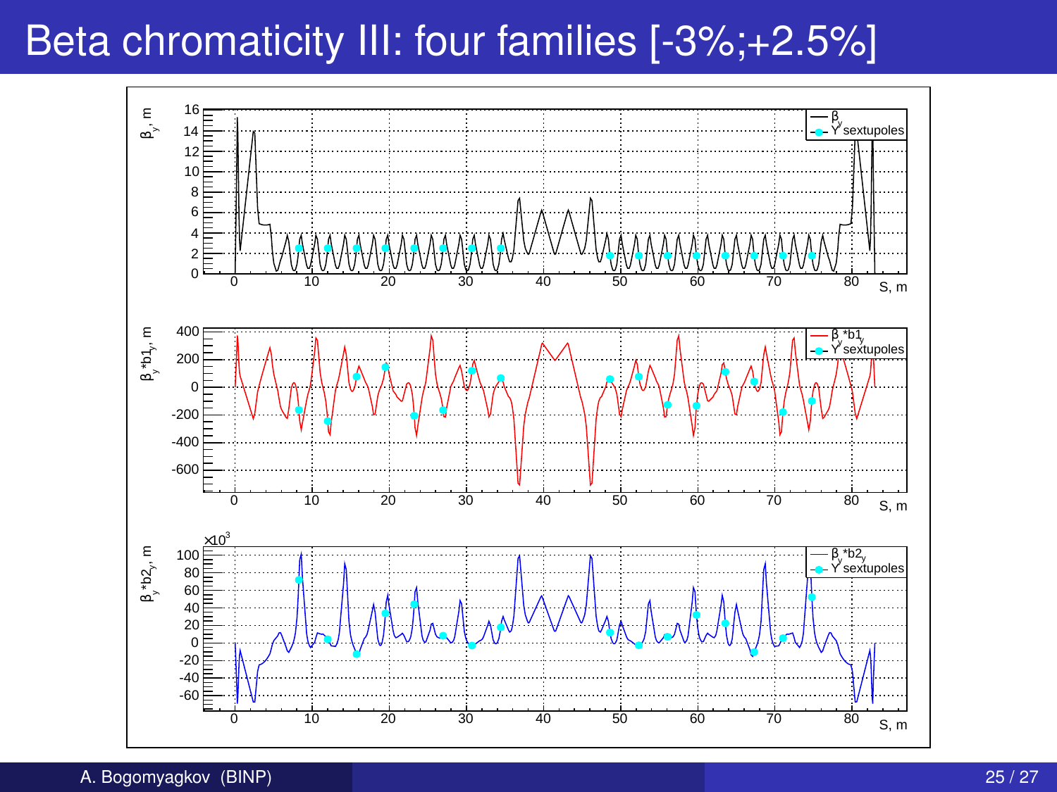# Beta chromaticity III: four families [-3%;+2.5%]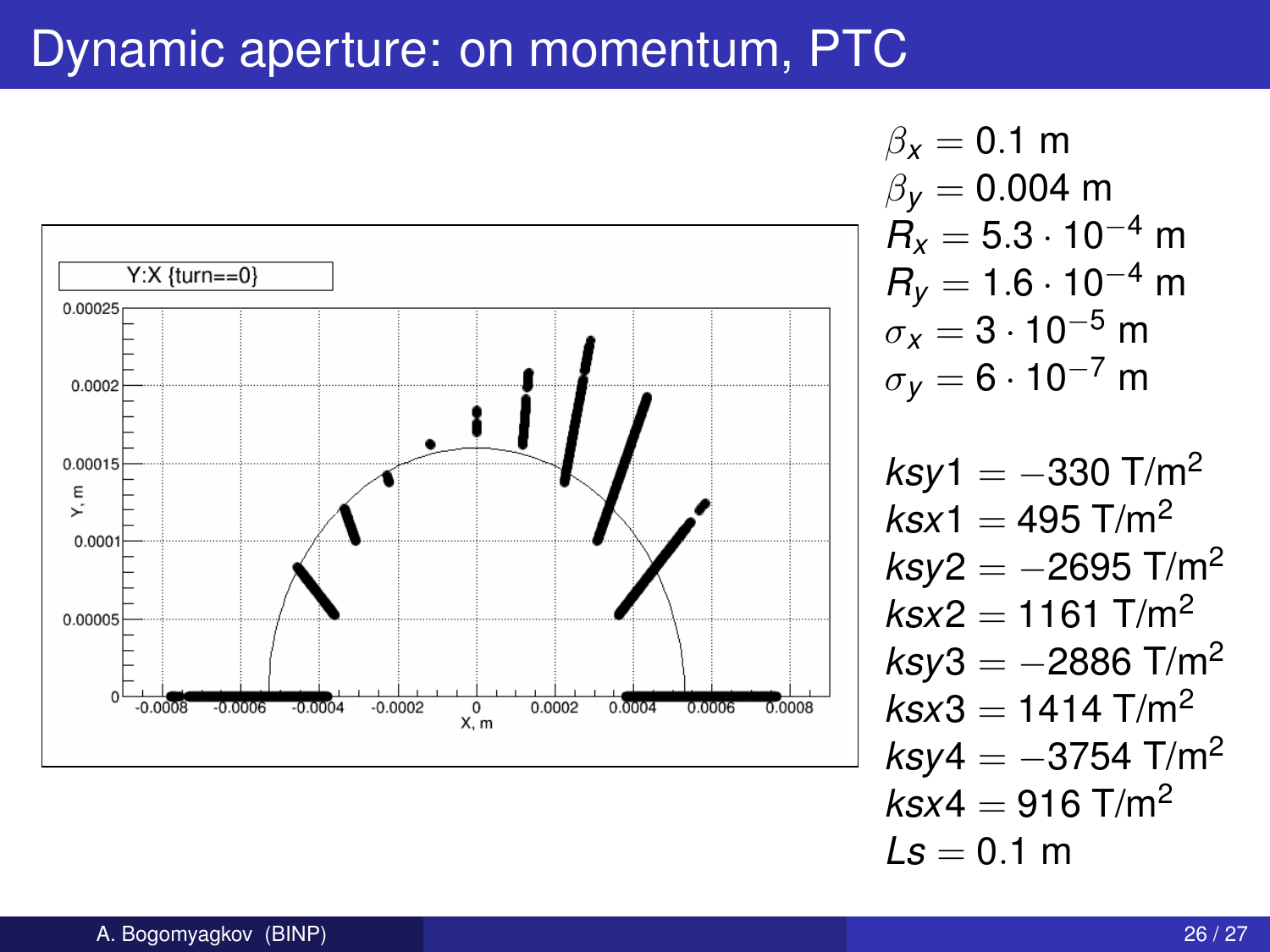# Dynamic aperture: on momentum, PTC

$\beta_x = 0.1$ m
$\beta_y = 0.004$ m
$R_x = 5.3 \cdot 10^{-4}$ m
$R_y = 1.6 \cdot 10^{-4}$ m
$\sigma_x = 3 \cdot 10^{-5}$ m
$\sigma_y = 6 \cdot 10^{-7}$ m

$ksy1 = -330$ T/m$^2$
$ksx1 = 495$ T/m$^2$
$ksy2 = -2695$ T/m$^2$
$ksx2 = 1161$ T/m$^2$
$ksy3 = -2886$ T/m$^2$
$ksx3 = 1414$ T/m$^2$
$ksy4 = -3754$ T/m$^2$
$ksx4 = 916$ T/m$^2$
$Ls = 0.1$ m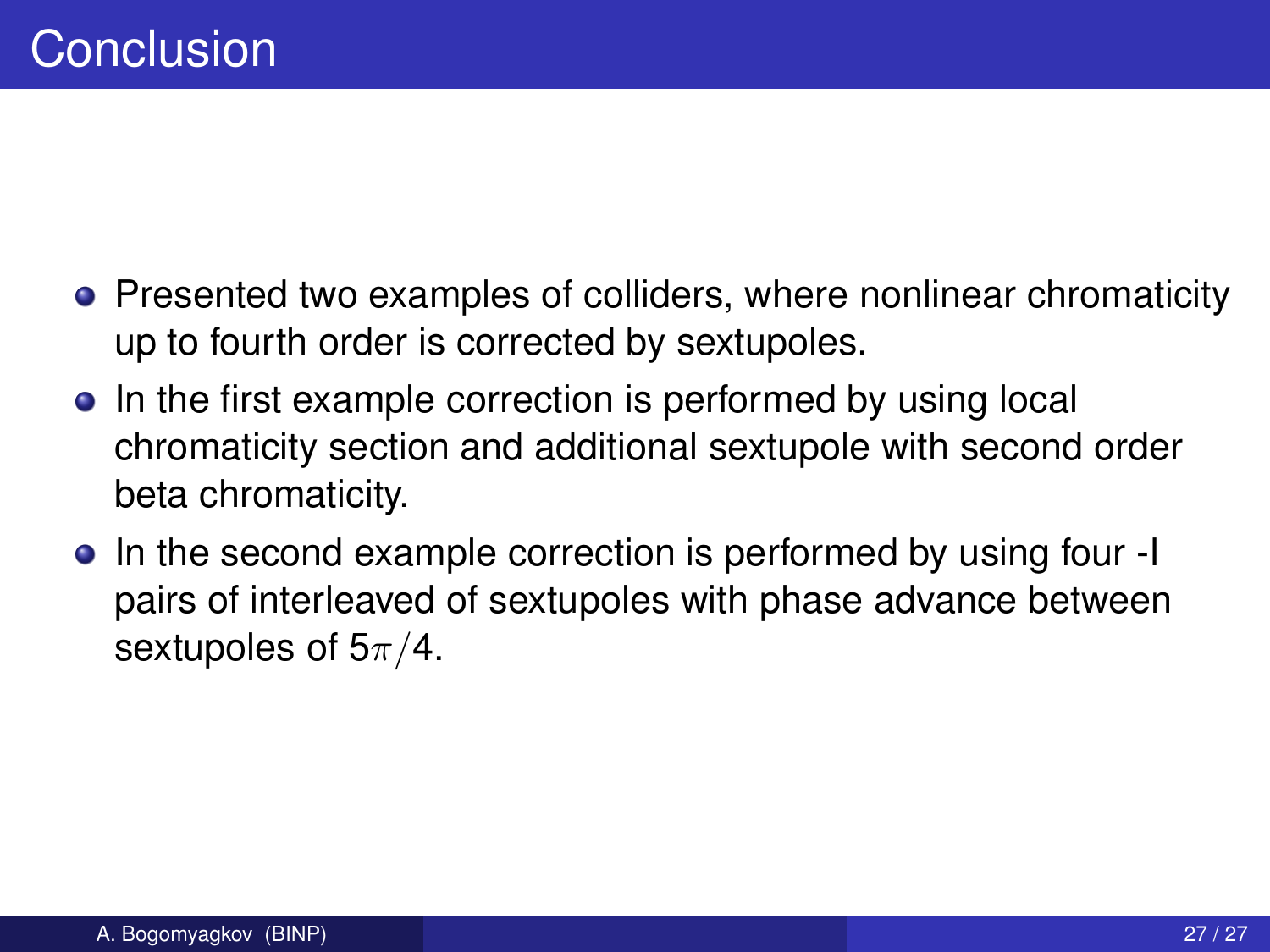# Conclusion

- Presented two examples of colliders, where nonlinear chromaticity up to fourth order is corrected by sextupoles.
- In the first example correction is performed by using local chromaticity section and additional sextupole with second order beta chromaticity.
- In the second example correction is performed by using four -I pairs of interleaved of sextupoles with phase advance between sextupoles of $5\pi/4$.